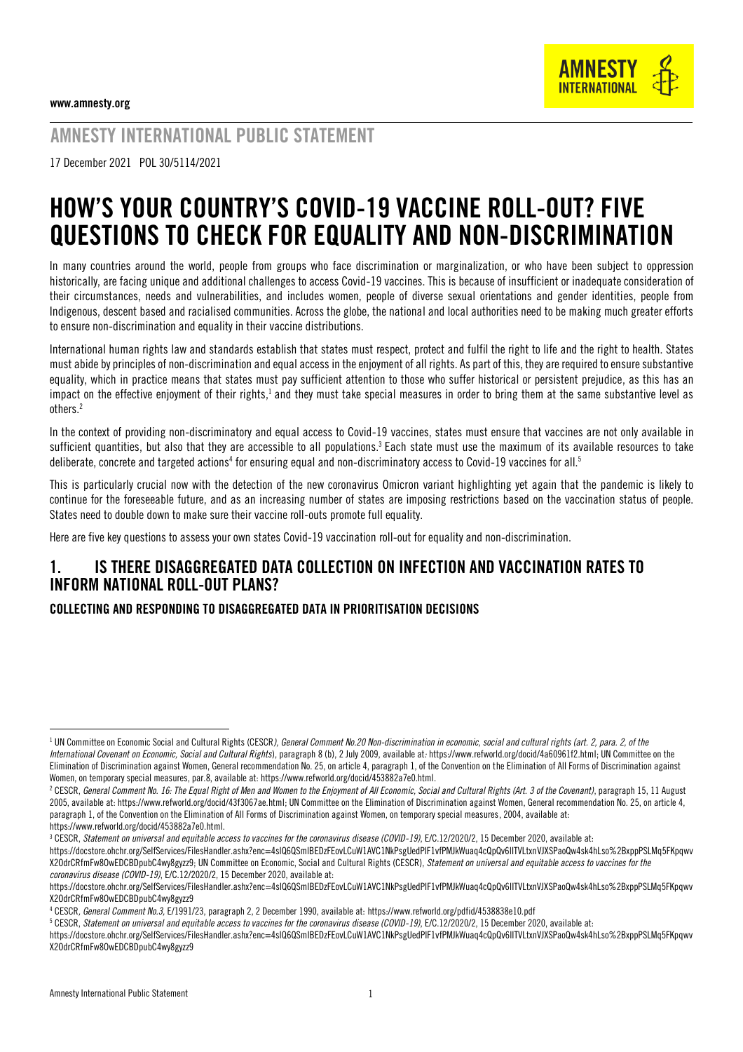www.amnesty.org

AMNESTY INTERNATIONAL

## AMNESTY INTERNATIONAL PUBLIC STATEMENT

17 December 2021 POL 30/5114/2021

# HOW'S YOUR COUNTRY'S COVID-19 VACCINE ROLL-OUT? FIVE QUESTIONS TO CHECK FOR EQUALITY AND NON-DISCRIMINATION

In many countries around the world, people from groups who face discrimination or marginalization, or who have been subject to oppression historically, are facing unique and additional challenges to access Covid-19 vaccines. This is because of insufficient or inadequate consideration of their circumstances, needs and vulnerabilities, and includes women, people of diverse sexual orientations and gender identities, people from Indigenous, descent based and racialised communities. Across the globe, the national and local authorities need to be making much greater efforts to ensure non-discrimination and equality in their vaccine distributions.

International human rights law and standards establish that states must respect, protect and fulfil the right to life and the right to health. States must abide by principles of non-discrimination and equal access in the enjoyment of all rights. As part of this, they are required to ensure substantive equality, which in practice means that states must pay sufficient attention to those who suffer historical or persistent prejudice, as this has an impact on the effective enjoyment of their rights,[1] and they must take special measures in order to bring them at the same substantive level as others.[2]

In the context of providing non-discriminatory and equal access to Covid-19 vaccines, states must ensure that vaccines are not only available in sufficient quantities, but also that they are accessible to all populations.[3] Each state must use the maximum of its available resources to take deliberate, concrete and targeted actions[4] for ensuring equal and non-discriminatory access to Covid-19 vaccines for all.[5]

This is particularly crucial now with the detection of the new coronavirus Omicron variant highlighting yet again that the pandemic is likely to continue for the foreseeable future, and as an increasing number of states are imposing restrictions based on the vaccination status of people. States need to double down to make sure their vaccine roll-outs promote full equality.

Here are five key questions to assess your own states Covid-19 vaccination roll-out for equality and non-discrimination.

## 1. IS THERE DISAGGREGATED DATA COLLECTION ON INFECTION AND VACCINATION RATES TO INFORM NATIONAL ROLL-OUT PLANS?

### COLLECTING AND RESPONDING TO DISAGGREGATED DATA IN PRIORITISATION DECISIONS

---

[1] UN Committee on Economic Social and Cultural Rights (CESCR*), General Comment No.20 Non-discrimination in economic, social and cultural rights (art. 2, para. 2, of the International Covenant on Economic, Social and Cultural Rights*), paragraph 8 (b), 2 July 2009, available at: https://www.refworld.org/docid/4a60961f2.html; UN Committee on the Elimination of Discrimination against Women, General recommendation No. 25, on article 4, paragraph 1, of the Convention on the Elimination of All Forms of Discrimination against Women, on temporary special measures, par.8, available at: https://www.refworld.org/docid/453882a7e0.html.

[2] CESCR, *General Comment No. 16: The Equal Right of Men and Women to the Enjoyment of All Economic, Social and Cultural Rights (Art. 3 of the Covenant)*, paragraph 15, 11 August 2005, available at: https://www.refworld.org/docid/43f3067ae.html; UN Committee on the Elimination of Discrimination against Women, General recommendation No. 25, on article 4, paragraph 1, of the Convention on the Elimination of All Forms of Discrimination against Women, on temporary special measures, 2004, available at: https://www.refworld.org/docid/453882a7e0.html.

[3] CESCR, *Statement on universal and equitable access to vaccines for the coronavirus disease (COVID-19)*, E/C.12/2020/2, 15 December 2020, available at: https://docstore.ohchr.org/SelfServices/FilesHandler.ashx?enc=4slQ6QSmlBEDzFEovLCuW1AVC1NkPsgUedPlF1vfPMJkWuaq4cQpQv6lITVLtxnVJXSPaoQw4sk4hLso%2BxppPSLMq5FKpqwvX2OdrCRfmFw8OwEDCBDpubC4wy8gyzz9; UN Committee on Economic, Social and Cultural Rights (CESCR), *Statement on universal and equitable access to vaccines for the coronavirus disease (COVID-19)*, E/C.12/2020/2, 15 December 2020, available at: https://docstore.ohchr.org/SelfServices/FilesHandler.ashx?enc=4slQ6QSmlBEDzFEovLCuW1AVC1NkPsgUedPlF1vfPMJkWuaq4cQpQv6lITVLtxnVJXSPaoQw4sk4hLso%2BxppPSLMq5FKpqwvX2OdrCRfmFw8OwEDCBDpubC4wy8gyzz9

[4] CESCR, *General Comment No.3*, E/1991/23, paragraph 2, 2 December 1990, available at: https://www.refworld.org/pdfid/4538838e10.pdf

[5] CESCR, *Statement on universal and equitable access to vaccines for the coronavirus disease (COVID-19)*, E/C.12/2020/2, 15 December 2020, available at: https://docstore.ohchr.org/SelfServices/FilesHandler.ashx?enc=4slQ6QSmlBEDzFEovLCuW1AVC1NkPsgUedPlF1vfPMJkWuaq4cQpQv6lITVLtxnVJXSPaoQw4sk4hLso%2BxppPSLMq5FKpqwvX2OdrCRfmFw8OwEDCBDpubC4wy8gyzz9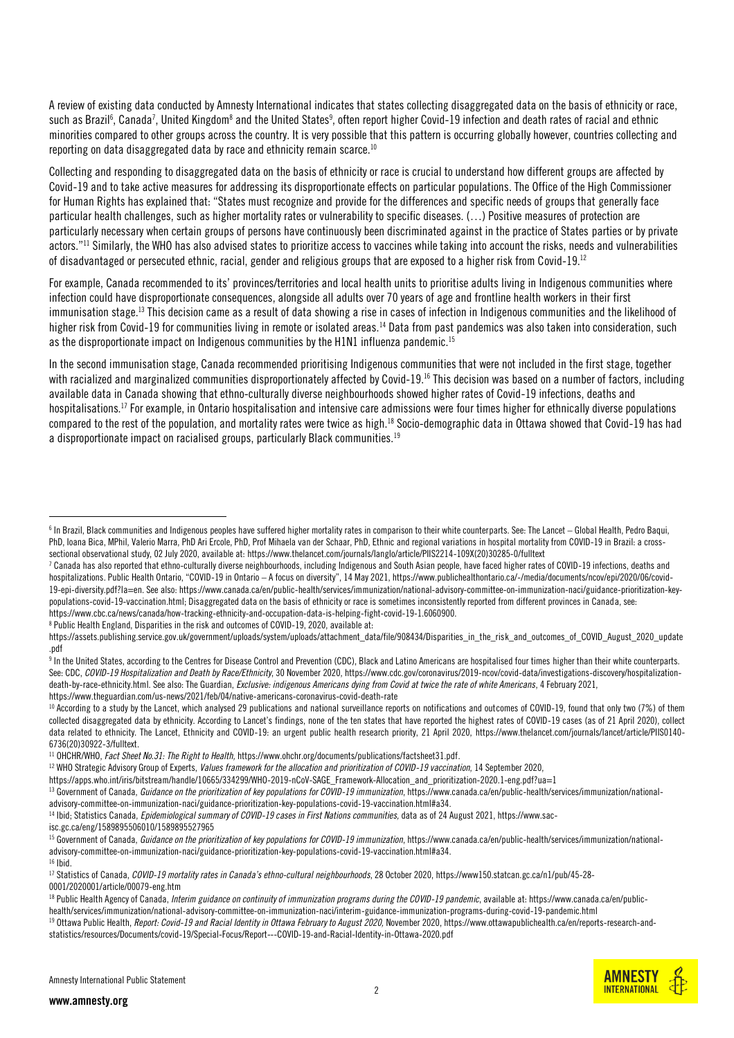A review of existing data conducted by Amnesty International indicates that states collecting disaggregated data on the basis of ethnicity or race, such as Brazil[6], Canada[7], United Kingdom[8] and the United States[9], often report higher Covid-19 infection and death rates of racial and ethnic minorities compared to other groups across the country. It is very possible that this pattern is occurring globally however, countries collecting and reporting on data disaggregated data by race and ethnicity remain scarce.[10]

Collecting and responding to disaggregated data on the basis of ethnicity or race is crucial to understand how different groups are affected by Covid-19 and to take active measures for addressing its disproportionate effects on particular populations. The Office of the High Commissioner for Human Rights has explained that: "States must recognize and provide for the differences and specific needs of groups that generally face particular health challenges, such as higher mortality rates or vulnerability to specific diseases. (…) Positive measures of protection are particularly necessary when certain groups of persons have continuously been discriminated against in the practice of States parties or by private actors."[11] Similarly, the WHO has also advised states to prioritize access to vaccines while taking into account the risks, needs and vulnerabilities of disadvantaged or persecuted ethnic, racial, gender and religious groups that are exposed to a higher risk from Covid-19.[12]

For example, Canada recommended to its' provinces/territories and local health units to prioritise adults living in Indigenous communities where infection could have disproportionate consequences, alongside all adults over 70 years of age and frontline health workers in their first immunisation stage.[13] This decision came as a result of data showing a rise in cases of infection in Indigenous communities and the likelihood of higher risk from Covid-19 for communities living in remote or isolated areas.[14] Data from past pandemics was also taken into consideration, such as the disproportionate impact on Indigenous communities by the H1N1 influenza pandemic.[15]

In the second immunisation stage, Canada recommended prioritising Indigenous communities that were not included in the first stage, together with racialized and marginalized communities disproportionately affected by Covid-19.[16] This decision was based on a number of factors, including available data in Canada showing that ethno-culturally diverse neighbourhoods showed higher rates of Covid-19 infections, deaths and hospitalisations.[17] For example, in Ontario hospitalisation and intensive care admissions were four times higher for ethnically diverse populations compared to the rest of the population, and mortality rates were twice as high.[18] Socio-demographic data in Ottawa showed that Covid-19 has had a disproportionate impact on racialised groups, particularly Black communities.[19]

---

[6] In Brazil, Black communities and Indigenous peoples have suffered higher mortality rates in comparison to their white counterparts. See: The Lancet – Global Health, Pedro Baqui, PhD, Ioana Bica, MPhil, Valerio Marra, PhD Ari Ercole, PhD, Prof Mihaela van der Schaar, PhD, Ethnic and regional variations in hospital mortality from COVID-19 in Brazil: a cross-sectional observational study, 02 July 2020, available at: https://www.thelancet.com/journals/langlo/article/PIIS2214-109X(20)30285-0/fulltext

[7] Canada has also reported that ethno-culturally diverse neighbourhoods, including Indigenous and South Asian people, have faced higher rates of COVID-19 infections, deaths and hospitalizations. Public Health Ontario, "COVID-19 in Ontario – A focus on diversity", 14 May 2021, https://www.publichealthontario.ca/-/media/documents/ncov/epi/2020/06/covid-19-epi-diversity.pdf?la=en. See also: https://www.canada.ca/en/public-health/services/immunization/national-advisory-committee-on-immunization-naci/guidance-prioritization-key-populations-covid-19-vaccination.html; Disaggregated data on the basis of ethnicity or race is sometimes inconsistently reported from different provinces in Canada, see: https://www.cbc.ca/news/canada/how-tracking-ethnicity-and-occupation-data-is-helping-fight-covid-19-1.6060900.

[8] Public Health England, Disparities in the risk and outcomes of COVID-19, 2020, available at: https://assets.publishing.service.gov.uk/government/uploads/system/uploads/attachment_data/file/908434/Disparities_in_the_risk_and_outcomes_of_COVID_August_2020_update.pdf

[9] In the United States, according to the Centres for Disease Control and Prevention (CDC), Black and Latino Americans are hospitalised four times higher than their white counterparts. See: CDC, *COVID-19 Hospitalization and Death by Race/Ethnicity*, 30 November 2020, https://www.cdc.gov/coronavirus/2019-ncov/covid-data/investigations-discovery/hospitalization-death-by-race-ethnicity.html. See also: The Guardian, *Exclusive: indigenous Americans dying from Covid at twice the rate of white Americans*, 4 February 2021, https://www.theguardian.com/us-news/2021/feb/04/native-americans-coronavirus-covid-death-rate

[10] According to a study by the Lancet, which analysed 29 publications and national surveillance reports on notifications and outcomes of COVID-19, found that only two (7%) of them collected disaggregated data by ethnicity. According to Lancet's findings, none of the ten states that have reported the highest rates of COVID-19 cases (as of 21 April 2020), collect data related to ethnicity. The Lancet, Ethnicity and COVID-19: an urgent public health research priority, 21 April 2020, https://www.thelancet.com/journals/lancet/article/PIIS0140-6736(20)30922-3/fulltext.

[11] OHCHR/WHO, *Fact Sheet No.31: The Right to Health,* https://www.ohchr.org/documents/publications/factsheet31.pdf.

[12] WHO Strategic Advisory Group of Experts, *Values framework for the allocation and prioritization of COVID-19 vaccination*, 14 September 2020, https://apps.who.int/iris/bitstream/handle/10665/334299/WHO-2019-nCoV-SAGE_Framework-Allocation_and_prioritization-2020.1-eng.pdf?ua=1

[13] Government of Canada, *Guidance on the prioritization of key populations for COVID-19 immunization*, https://www.canada.ca/en/public-health/services/immunization/national-advisory-committee-on-immunization-naci/guidance-prioritization-key-populations-covid-19-vaccination.html#a34.

[14] Ibid; Statistics Canada, *Epidemiological summary of COVID-19 cases in First Nations communities*, data as of 24 August 2021, https://www.sac-isc.gc.ca/eng/1589895506010/1589895527965

[15] Government of Canada, *Guidance on the prioritization of key populations for COVID-19 immunization*, https://www.canada.ca/en/public-health/services/immunization/national-advisory-committee-on-immunization-naci/guidance-prioritization-key-populations-covid-19-vaccination.html#a34.

[16] Ibid.

[17] Statistics of Canada, *COVID-19 mortality rates in Canada's ethno-cultural neighbourhoods*, 28 October 2020, https://www150.statcan.gc.ca/n1/pub/45-28-0001/2020001/article/00079-eng.htm

[18] Public Health Agency of Canada, *Interim guidance on continuity of immunization programs during the COVID-19 pandemic*, available at: https://www.canada.ca/en/public-health/services/immunization/national-advisory-committee-on-immunization-naci/interim-guidance-immunization-programs-during-covid-19-pandemic.html

[19] Ottawa Public Health, *Report: Covid-19 and Racial Identity in Ottawa February to August 2020,* November 2020, https://www.ottawapublichealth.ca/en/reports-research-and-statistics/resources/Documents/covid-19/Special-Focus/Report---COVID-19-and-Racial-Identity-in-Ottawa-2020.pdf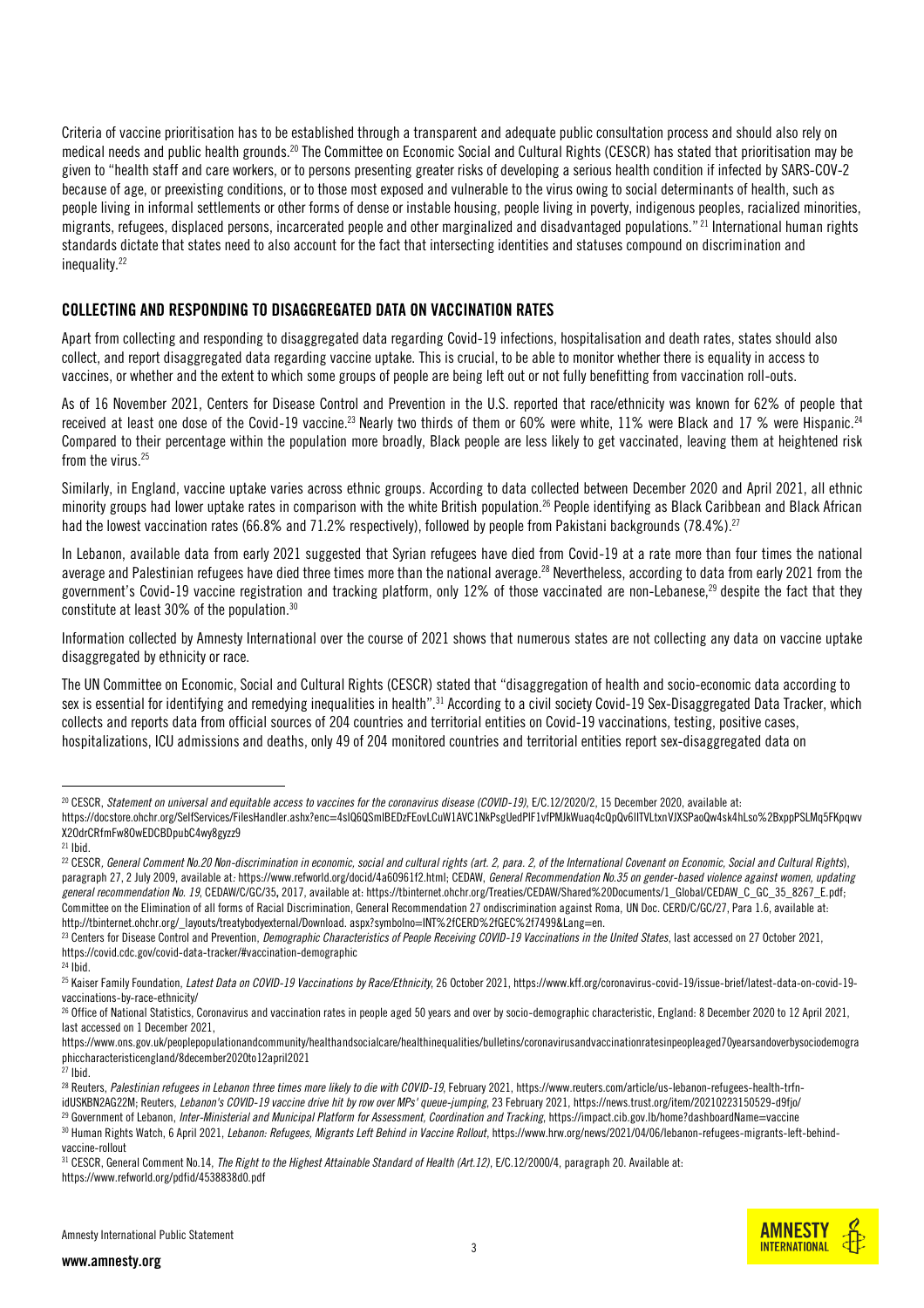Criteria of vaccine prioritisation has to be established through a transparent and adequate public consultation process and should also rely on medical needs and public health grounds.[20] The Committee on Economic Social and Cultural Rights (CESCR) has stated that prioritisation may be given to "health staff and care workers, or to persons presenting greater risks of developing a serious health condition if infected by SARS-COV-2 because of age, or preexisting conditions, or to those most exposed and vulnerable to the virus owing to social determinants of health, such as people living in informal settlements or other forms of dense or instable housing, people living in poverty, indigenous peoples, racialized minorities, migrants, refugees, displaced persons, incarcerated people and other marginalized and disadvantaged populations." [21] International human rights standards dictate that states need to also account for the fact that intersecting identities and statuses compound on discrimination and inequality.[22]

## COLLECTING AND RESPONDING TO DISAGGREGATED DATA ON VACCINATION RATES

Apart from collecting and responding to disaggregated data regarding Covid-19 infections, hospitalisation and death rates, states should also collect, and report disaggregated data regarding vaccine uptake. This is crucial, to be able to monitor whether there is equality in access to vaccines, or whether and the extent to which some groups of people are being left out or not fully benefitting from vaccination roll-outs.

As of 16 November 2021, Centers for Disease Control and Prevention in the U.S. reported that race/ethnicity was known for 62% of people that received at least one dose of the Covid-19 vaccine.[23] Nearly two thirds of them or 60% were white, 11% were Black and 17 % were Hispanic.[24] Compared to their percentage within the population more broadly, Black people are less likely to get vaccinated, leaving them at heightened risk from the virus.[25]

Similarly, in England, vaccine uptake varies across ethnic groups. According to data collected between December 2020 and April 2021, all ethnic minority groups had lower uptake rates in comparison with the white British population.[26] People identifying as Black Caribbean and Black African had the lowest vaccination rates (66.8% and 71.2% respectively), followed by people from Pakistani backgrounds (78.4%).[27]

In Lebanon, available data from early 2021 suggested that Syrian refugees have died from Covid-19 at a rate more than four times the national average and Palestinian refugees have died three times more than the national average.[28] Nevertheless, according to data from early 2021 from the government's Covid-19 vaccine registration and tracking platform, only 12% of those vaccinated are non-Lebanese,[29] despite the fact that they constitute at least 30% of the population.[30]

Information collected by Amnesty International over the course of 2021 shows that numerous states are not collecting any data on vaccine uptake disaggregated by ethnicity or race.

The UN Committee on Economic, Social and Cultural Rights (CESCR) stated that "disaggregation of health and socio-economic data according to sex is essential for identifying and remedying inequalities in health".[31] According to a civil society Covid-19 Sex-Disaggregated Data Tracker, which collects and reports data from official sources of 204 countries and territorial entities on Covid-19 vaccinations, testing, positive cases, hospitalizations, ICU admissions and deaths, only 49 of 204 monitored countries and territorial entities report sex-disaggregated data on

---

[20] CESCR, *Statement on universal and equitable access to vaccines for the coronavirus disease (COVID-19)*, E/C.12/2020/2, 15 December 2020, available at: https://docstore.ohchr.org/SelfServices/FilesHandler.ashx?enc=4slQ6QSmlBEDzFEovLCuW1AVC1NkPsgUedPlF1vfPMJkWuaq4cQpQv6IITVLtxnVJXSPaoQw4sk4hLso%2BxppPSLMq5FKpqwvX2OdrCRfmFw8OwEDCBDpubC4wy8gyzz9

[21] Ibid.

[22] CESCR, *General Comment No.20 Non-discrimination in economic, social and cultural rights (art. 2, para. 2, of the International Covenant on Economic, Social and Cultural Rights)*, paragraph 27, 2 July 2009, available at: https://www.refworld.org/docid/4a60961f2.html; CEDAW, *General Recommendation No.35 on gender-based violence against women, updating general recommendation No. 19*, CEDAW/C/GC/35, 2017, available at: https://tbinternet.ohchr.org/Treaties/CEDAW/Shared%20Documents/1_Global/CEDAW_C_GC_35_8267_E.pdf; Committee on the Elimination of all forms of Racial Discrimination, General Recommendation 27 ondiscrimination against Roma, UN Doc. CERD/C/GC/27, Para 1.6, available at: http://tbinternet.ohchr.org/_layouts/treatybodyexternal/Download. aspx?symbolno=INT%2fCERD%2fGEC%2f7499&Lang=en.

[23] Centers for Disease Control and Prevention, *Demographic Characteristics of People Receiving COVID-19 Vaccinations in the United States*, last accessed on 27 October 2021, https://covid.cdc.gov/covid-data-tracker/#vaccination-demographic

[24] Ibid.

[25] Kaiser Family Foundation, *Latest Data on COVID-19 Vaccinations by Race/Ethnicity*, 26 October 2021, https://www.kff.org/coronavirus-covid-19/issue-brief/latest-data-on-covid-19-vaccinations-by-race-ethnicity/

[26] Office of National Statistics, Coronavirus and vaccination rates in people aged 50 years and over by socio-demographic characteristic, England: 8 December 2020 to 12 April 2021, last accessed on 1 December 2021, https://www.ons.gov.uk/peoplepopulationandcommunity/healthandsocialcare/healthinequalities/bulletins/coronavirusandvaccinationratesinpeopleaged70yearsandoverbysociodemographiccharacteristicengland/8december2020to12april2021

[27] Ibid.

[28] Reuters, *Palestinian refugees in Lebanon three times more likely to die with COVID-19*, February 2021, https://www.reuters.com/article/us-lebanon-refugees-health-trfn-idUSKBN2AG22M; Reuters, *Lebanon's COVID-19 vaccine drive hit by row over MPs' queue-jumping*, 23 February 2021, https://news.trust.org/item/20210223150529-d9fjo/

[29] Government of Lebanon, *Inter-Ministerial and Municipal Platform for Assessment, Coordination and Tracking*, https://impact.cib.gov.lb/home?dashboardName=vaccine

[30] Human Rights Watch, 6 April 2021, *Lebanon: Refugees, Migrants Left Behind in Vaccine Rollout*, https://www.hrw.org/news/2021/04/06/lebanon-refugees-migrants-left-behind-vaccine-rollout

[31] CESCR, General Comment No.14, *The Right to the Highest Attainable Standard of Health (Art.12)*, E/C.12/2000/4, paragraph 20. Available at: https://www.refworld.org/pdfid/4538838d0.pdf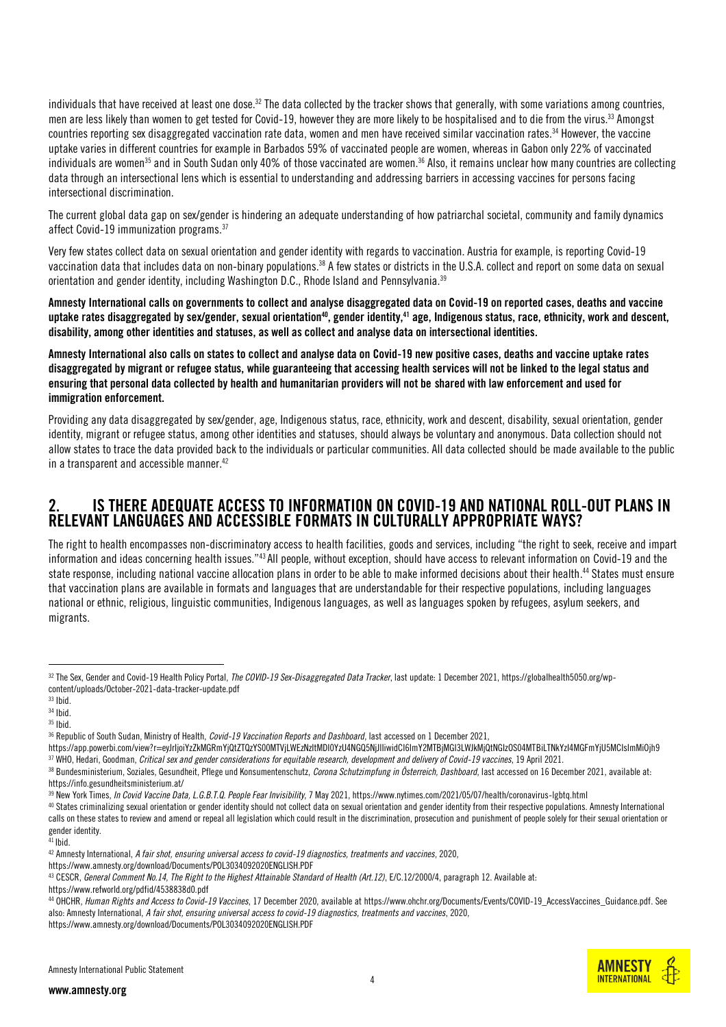individuals that have received at least one dose.[32] The data collected by the tracker shows that generally, with some variations among countries, men are less likely than women to get tested for Covid-19, however they are more likely to be hospitalised and to die from the virus.[33] Amongst countries reporting sex disaggregated vaccination rate data, women and men have received similar vaccination rates.[34] However, the vaccine uptake varies in different countries for example in Barbados 59% of vaccinated people are women, whereas in Gabon only 22% of vaccinated individuals are women[35] and in South Sudan only 40% of those vaccinated are women.[36] Also, it remains unclear how many countries are collecting data through an intersectional lens which is essential to understanding and addressing barriers in accessing vaccines for persons facing intersectional discrimination.

The current global data gap on sex/gender is hindering an adequate understanding of how patriarchal societal, community and family dynamics affect Covid-19 immunization programs.[37]

Very few states collect data on sexual orientation and gender identity with regards to vaccination. Austria for example, is reporting Covid-19 vaccination data that includes data on non-binary populations.[38] A few states or districts in the U.S.A. collect and report on some data on sexual orientation and gender identity, including Washington D.C., Rhode Island and Pennsylvania.[39]

**Amnesty International calls on governments to collect and analyse disaggregated data on Covid-19 on reported cases, deaths and vaccine uptake rates disaggregated by sex/gender, sexual orientation[40], gender identity,[41] age, Indigenous status, race, ethnicity, work and descent, disability, among other identities and statuses, as well as collect and analyse data on intersectional identities.**

**Amnesty International also calls on states to collect and analyse data on Covid-19 new positive cases, deaths and vaccine uptake rates disaggregated by migrant or refugee status, while guaranteeing that accessing health services will not be linked to the legal status and ensuring that personal data collected by health and humanitarian providers will not be shared with law enforcement and used for immigration enforcement.**

Providing any data disaggregated by sex/gender, age, Indigenous status, race, ethnicity, work and descent, disability, sexual orientation, gender identity, migrant or refugee status, among other identities and statuses, should always be voluntary and anonymous. Data collection should not allow states to trace the data provided back to the individuals or particular communities. All data collected should be made available to the public in a transparent and accessible manner.[42]

## 2. IS THERE ADEQUATE ACCESS TO INFORMATION ON COVID-19 AND NATIONAL ROLL-OUT PLANS IN RELEVANT LANGUAGES AND ACCESSIBLE FORMATS IN CULTURALLY APPROPRIATE WAYS?

The right to health encompasses non-discriminatory access to health facilities, goods and services, including "the right to seek, receive and impart information and ideas concerning health issues."[43] All people, without exception, should have access to relevant information on Covid-19 and the state response, including national vaccine allocation plans in order to be able to make informed decisions about their health.[44] States must ensure that vaccination plans are available in formats and languages that are understandable for their respective populations, including languages national or ethnic, religious, linguistic communities, Indigenous languages, as well as languages spoken by refugees, asylum seekers, and migrants.

---

[32] The Sex, Gender and Covid-19 Health Policy Portal, *The COVID-19 Sex-Disaggregated Data Tracker*, last update: 1 December 2021, https://globalhealth5050.org/wp-content/uploads/October-2021-data-tracker-update.pdf

[33] Ibid.

[34] Ibid.

[35] Ibid.

[36] Republic of South Sudan, Ministry of Health, *Covid-19 Vaccination Reports and Dashboard*, last accessed on 1 December 2021, https://app.powerbi.com/view?r=eyJrIjoiYzZkMGRmYjQtZTQzYS00MTVjLWEzNzItMDI0YzU4NGQ5NjJlIiwidCI6ImY2MTBjMGI3LWJkMjQtNGIzOS04MTBiLTNkYzI4MGFmYjU5MCIsImMiOjh9

[37] WHO, Hedari, Goodman, *Critical sex and gender considerations for equitable research, development and delivery of Covid-19 vaccines*, 19 April 2021.

[38] Bundesministerium, Soziales, Gesundheit, Pflege und Konsumentenschutz, *Corona Schutzimpfung in Österreich, Dashboard*, last accessed on 16 December 2021, available at: https://info.gesundheitsministerium.at/

[39] New York Times, *In Covid Vaccine Data, L.G.B.T.Q. People Fear Invisibility*, 7 May 2021, https://www.nytimes.com/2021/05/07/health/coronavirus-lgbtq.html

[40] States criminalizing sexual orientation or gender identity should not collect data on sexual orientation and gender identity from their respective populations. Amnesty International calls on these states to review and amend or repeal all legislation which could result in the discrimination, prosecution and punishment of people solely for their sexual orientation or gender identity.

[41] Ibid.

[42] Amnesty International, *A fair shot, ensuring universal access to covid-19 diagnostics, treatments and vaccines*, 2020, https://www.amnesty.org/download/Documents/POL3034092020ENGLISH.PDF

[43] CESCR, *General Comment No.14, The Right to the Highest Attainable Standard of Health (Art.12)*, E/C.12/2000/4, paragraph 12. Available at: https://www.refworld.org/pdfid/4538838d0.pdf

[44] OHCHR, *Human Rights and Access to Covid-19 Vaccines*, 17 December 2020, available at https://www.ohchr.org/Documents/Events/COVID-19_AccessVaccines_Guidance.pdf. See also: Amnesty International, *A fair shot, ensuring universal access to covid-19 diagnostics, treatments and vaccines*, 2020, https://www.amnesty.org/download/Documents/POL3034092020ENGLISH.PDF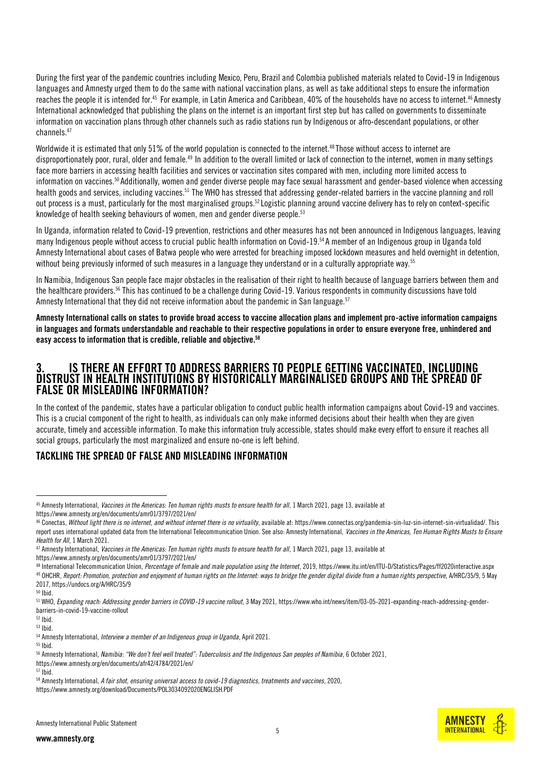During the first year of the pandemic countries including Mexico, Peru, Brazil and Colombia published materials related to Covid-19 in Indigenous languages and Amnesty urged them to do the same with national vaccination plans, as well as take additional steps to ensure the information reaches the people it is intended for.[45] For example, in Latin America and Caribbean, 40% of the households have no access to internet.[46] Amnesty International acknowledged that publishing the plans on the internet is an important first step but has called on governments to disseminate information on vaccination plans through other channels such as radio stations run by Indigenous or afro-descendant populations, or other channels.[47]

Worldwide it is estimated that only 51% of the world population is connected to the internet.[48] Those without access to internet are disproportionately poor, rural, older and female.[49] In addition to the overall limited or lack of connection to the internet, women in many settings face more barriers in accessing health facilities and services or vaccination sites compared with men, including more limited access to information on vaccines.[50] Additionally, women and gender diverse people may face sexual harassment and gender-based violence when accessing health goods and services, including vaccines.[51] The WHO has stressed that addressing gender-related barriers in the vaccine planning and roll out process is a must, particularly for the most marginalised groups.[52] Logistic planning around vaccine delivery has to rely on context-specific knowledge of health seeking behaviours of women, men and gender diverse people.[53]

In Uganda, information related to Covid-19 prevention, restrictions and other measures has not been announced in Indigenous languages, leaving many Indigenous people without access to crucial public health information on Covid-19.[54] A member of an Indigenous group in Uganda told Amnesty International about cases of Batwa people who were arrested for breaching imposed lockdown measures and held overnight in detention, without being previously informed of such measures in a language they understand or in a culturally appropriate way.[55]

In Namibia, Indigenous San people face major obstacles in the realisation of their right to health because of language barriers between them and the healthcare providers.[56] This has continued to be a challenge during Covid-19. Various respondents in community discussions have told Amnesty International that they did not receive information about the pandemic in San language.[57]

**Amnesty International calls on states to provide broad access to vaccine allocation plans and implement pro-active information campaigns in languages and formats understandable and reachable to their respective populations in order to ensure everyone free, unhindered and easy access to information that is credible, reliable and objective.[58]**

## 3. IS THERE AN EFFORT TO ADDRESS BARRIERS TO PEOPLE GETTING VACCINATED, INCLUDING DISTRUST IN HEALTH INSTITUTIONS BY HISTORICALLY MARGINALISED GROUPS AND THE SPREAD OF FALSE OR MISLEADING INFORMATION?

In the context of the pandemic, states have a particular obligation to conduct public health information campaigns about Covid-19 and vaccines. This is a crucial component of the right to health, as individuals can only make informed decisions about their health when they are given accurate, timely and accessible information. To make this information truly accessible, states should make every effort to ensure it reaches all social groups, particularly the most marginalized and ensure no-one is left behind.

### TACKLING THE SPREAD OF FALSE AND MISLEADING INFORMATION

---

[45] Amnesty International, *Vaccines in the Americas: Ten human rights musts to ensure health for all*, 1 March 2021, page 13, available at https://www.amnesty.org/en/documents/amr01/3797/2021/en/

[46] Conectas, *Without light there is no internet, and without internet there is no virtuality*, available at: https://www.connectas.org/pandemia-sin-luz-sin-internet-sin-virtualidad/. This report uses international updated data from the International Telecommunication Union. See also: Amnesty International, *Vaccines in the Americas, Ten Human Rights Musts to Ensure Health for All*, 1 March 2021.

[47] Amnesty International, *Vaccines in the Americas: Ten human rights musts to ensure health for all*, 1 March 2021, page 13, available at https://www.amnesty.org/en/documents/amr01/3797/2021/en/

[48] International Telecommunication Union, *Percentage of female and male population using the Internet*, 2019, https://www.itu.int/en/ITU-D/Statistics/Pages/ff2020interactive.aspx

[49] OHCHR, *Report: Promotion, protection and enjoyment of human rights on the Internet: ways to bridge the gender digital divide from a human rights perspective*, A/HRC/35/9, 5 May 2017, https://undocs.org/A/HRC/35/9

[50] Ibid.

[51] WHO, *Expanding reach: Addressing gender barriers in COVID-19 vaccine rollout*, 3 May 2021, https://www.who.int/news/item/03-05-2021-expanding-reach-addressing-gender-barriers-in-covid-19-vaccine-rollout

[52] Ibid.

[53] Ibid.

[54] Amnesty International, *Interview a member of an Indigenous group in Uganda*, April 2021.

[55] Ibid.

[56] Amnesty International, *Namibia: "We don't feel well treated": Tuberculosis and the Indigenous San peoples of Namibia*, 6 October 2021, https://www.amnesty.org/en/documents/afr42/4784/2021/en/

[57] Ibid.

[58] Amnesty International, *A fair shot, ensuring universal access to covid-19 diagnostics, treatments and vaccines*, 2020, https://www.amnesty.org/download/Documents/POL3034092020ENGLISH.PDF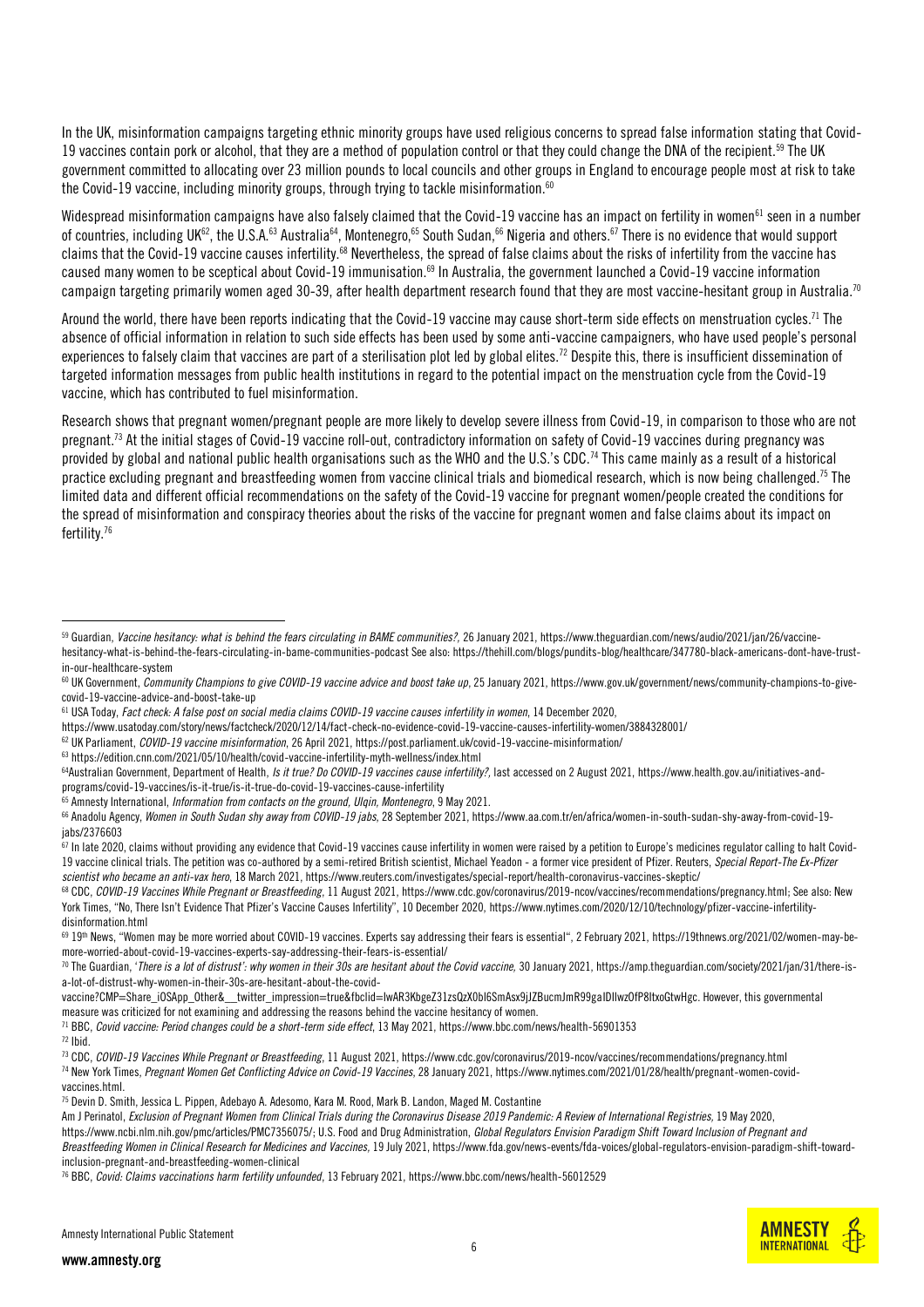In the UK, misinformation campaigns targeting ethnic minority groups have used religious concerns to spread false information stating that Covid-19 vaccines contain pork or alcohol, that they are a method of population control or that they could change the DNA of the recipient.[59] The UK government committed to allocating over 23 million pounds to local councils and other groups in England to encourage people most at risk to take the Covid-19 vaccine, including minority groups, through trying to tackle misinformation.[60]

Widespread misinformation campaigns have also falsely claimed that the Covid-19 vaccine has an impact on fertility in women[61] seen in a number of countries, including UK[62], the U.S.A.[63] Australia[64], Montenegro,[65] South Sudan,[66] Nigeria and others.[67] There is no evidence that would support claims that the Covid-19 vaccine causes infertility.[68] Nevertheless, the spread of false claims about the risks of infertility from the vaccine has caused many women to be sceptical about Covid-19 immunisation.[69] In Australia, the government launched a Covid-19 vaccine information campaign targeting primarily women aged 30-39, after health department research found that they are most vaccine-hesitant group in Australia.[70]

Around the world, there have been reports indicating that the Covid-19 vaccine may cause short-term side effects on menstruation cycles.[71] The absence of official information in relation to such side effects has been used by some anti-vaccine campaigners, who have used people's personal experiences to falsely claim that vaccines are part of a sterilisation plot led by global elites.[72] Despite this, there is insufficient dissemination of targeted information messages from public health institutions in regard to the potential impact on the menstruation cycle from the Covid-19 vaccine, which has contributed to fuel misinformation.

Research shows that pregnant women/pregnant people are more likely to develop severe illness from Covid-19, in comparison to those who are not pregnant.[73] At the initial stages of Covid-19 vaccine roll-out, contradictory information on safety of Covid-19 vaccines during pregnancy was provided by global and national public health organisations such as the WHO and the U.S.'s CDC.[74] This came mainly as a result of a historical practice excluding pregnant and breastfeeding women from vaccine clinical trials and biomedical research, which is now being challenged.[75] The limited data and different official recommendations on the safety of the Covid-19 vaccine for pregnant women/people created the conditions for the spread of misinformation and conspiracy theories about the risks of the vaccine for pregnant women and false claims about its impact on fertility.[76]

---

[59] Guardian, *Vaccine hesitancy: what is behind the fears circulating in BAME communities?,* 26 January 2021, https://www.theguardian.com/news/audio/2021/jan/26/vaccine-hesitancy-what-is-behind-the-fears-circulating-in-bame-communities-podcast See also: https://thehill.com/blogs/pundits-blog/healthcare/347780-black-americans-dont-have-trust-in-our-healthcare-system

[60] UK Government, *Community Champions to give COVID-19 vaccine advice and boost take up*, 25 January 2021, https://www.gov.uk/government/news/community-champions-to-give-covid-19-vaccine-advice-and-boost-take-up

[61] USA Today, *Fact check: A false post on social media claims COVID-19 vaccine causes infertility in women*, 14 December 2020, https://www.usatoday.com/story/news/factcheck/2020/12/14/fact-check-no-evidence-covid-19-vaccine-causes-infertility-women/3884328001/

[62] UK Parliament, *COVID-19 vaccine misinformation*, 26 April 2021, https://post.parliament.uk/covid-19-vaccine-misinformation/

[63] https://edition.cnn.com/2021/05/10/health/covid-vaccine-infertility-myth-wellness/index.html

[64] Australian Government, Department of Health, *Is it true? Do COVID-19 vaccines cause infertility?,* last accessed on 2 August 2021, https://www.health.gov.au/initiatives-and-programs/covid-19-vaccines/is-it-true/is-it-true-do-covid-19-vaccines-cause-infertility

[65] Amnesty International, *Information from contacts on the ground, Ulqin, Montenegro*, 9 May 2021.

[66] Anadolu Agency, *Women in South Sudan shy away from COVID-19 jabs*, 28 September 2021, https://www.aa.com.tr/en/africa/women-in-south-sudan-shy-away-from-covid-19-jabs/2376603

[67] In late 2020, claims without providing any evidence that Covid-19 vaccines cause infertility in women were raised by a petition to Europe's medicines regulator calling to halt Covid-19 vaccine clinical trials. The petition was co-authored by a semi-retired British scientist, Michael Yeadon - a former vice president of Pfizer. Reuters, *Special Report-The Ex-Pfizer scientist who became an anti-vax hero*, 18 March 2021, https://www.reuters.com/investigates/special-report/health-coronavirus-vaccines-skeptic/

[68] CDC, *COVID-19 Vaccines While Pregnant or Breastfeeding*, 11 August 2021, https://www.cdc.gov/coronavirus/2019-ncov/vaccines/recommendations/pregnancy.html; See also: New York Times, "No, There Isn't Evidence That Pfizer's Vaccine Causes Infertility", 10 December 2020, https://www.nytimes.com/2020/12/10/technology/pfizer-vaccine-infertility-disinformation.html

[69] 19th News, "Women may be more worried about COVID-19 vaccines. Experts say addressing their fears is essential", 2 February 2021, https://19thnews.org/2021/02/women-may-be-more-worried-about-covid-19-vaccines-experts-say-addressing-their-fears-is-essential/

[70] The Guardian, *'There is a lot of distrust': why women in their 30s are hesitant about the Covid vaccine,* 30 January 2021, https://amp.theguardian.com/society/2021/jan/31/there-is-a-lot-of-distrust-why-women-in-their-30s-are-hesitant-about-the-covid-vaccine?CMP=Share_iOSApp_Other&__twitter_impression=true&fbclid=IwAR3KbgeZ31zsQzX0bI6SmAsx9jJZBucmJmR99gaIDIlwzOfP8ltxoGtwHgc. However, this governmental measure was criticized for not examining and addressing the reasons behind the vaccine hesitancy of women.

[71] BBC, *Covid vaccine: Period changes could be a short-term side effect*, 13 May 2021, https://www.bbc.com/news/health-56901353

[72] Ibid.

[73] CDC, *COVID-19 Vaccines While Pregnant or Breastfeeding*, 11 August 2021, https://www.cdc.gov/coronavirus/2019-ncov/vaccines/recommendations/pregnancy.html

[74] New York Times, *Pregnant Women Get Conflicting Advice on Covid-19 Vaccines*, 28 January 2021, https://www.nytimes.com/2021/01/28/health/pregnant-women-covid-vaccines.html.

[75] Devin D. Smith, Jessica L. Pippen, Adebayo A. Adesomo, Kara M. Rood, Mark B. Landon, Maged M. Costantine Am J Perinatol, *Exclusion of Pregnant Women from Clinical Trials during the Coronavirus Disease 2019 Pandemic: A Review of International Registries,* 19 May 2020, https://www.ncbi.nlm.nih.gov/pmc/articles/PMC7356075/; U.S. Food and Drug Administration, *Global Regulators Envision Paradigm Shift Toward Inclusion of Pregnant and Breastfeeding Women in Clinical Research for Medicines and Vaccines,* 19 July 2021, https://www.fda.gov/news-events/fda-voices/global-regulators-envision-paradigm-shift-toward-inclusion-pregnant-and-breastfeeding-women-clinical

[76] BBC, *Covid: Claims vaccinations harm fertility unfounded*, 13 February 2021, https://www.bbc.com/news/health-56012529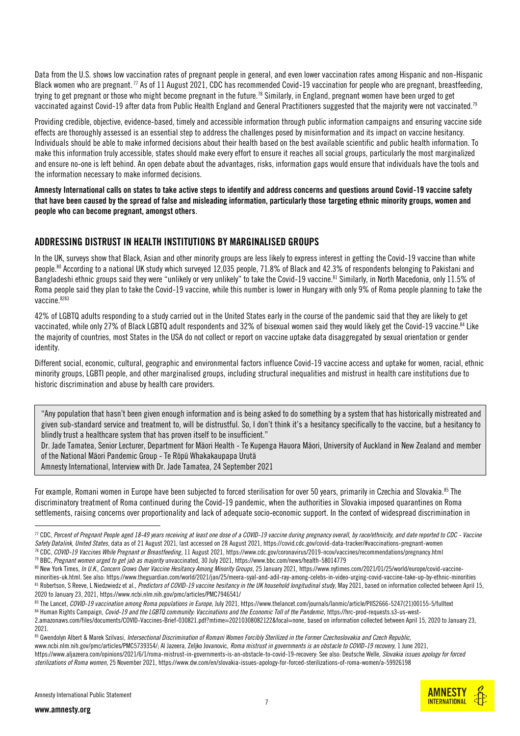Data from the U.S. shows low vaccination rates of pregnant people in general, and even lower vaccination rates among Hispanic and non-Hispanic Black women who are pregnant.[77] As of 11 August 2021, CDC has recommended Covid-19 vaccination for people who are pregnant, breastfeeding, trying to get pregnant or those who might become pregnant in the future.[78] Similarly, in England, pregnant women have been urged to get vaccinated against Covid-19 after data from Public Health England and General Practitioners suggested that the majority were not vaccinated.[79]

Providing credible, objective, evidence-based, timely and accessible information through public information campaigns and ensuring vaccine side effects are thoroughly assessed is an essential step to address the challenges posed by misinformation and its impact on vaccine hesitancy. Individuals should be able to make informed decisions about their health based on the best available scientific and public health information. To make this information truly accessible, states should make every effort to ensure it reaches all social groups, particularly the most marginalized and ensure no-one is left behind. An open debate about the advantages, risks, information gaps would ensure that individuals have the tools and the information necessary to make informed decisions.

**Amnesty International calls on states to take active steps to identify and address concerns and questions around Covid-19 vaccine safety that have been caused by the spread of false and misleading information, particularly those targeting ethnic minority groups, women and people who can become pregnant, amongst others**.

## ADDRESSING DISTRUST IN HEALTH INSTITUTIONS BY MARGINALISED GROUPS

In the UK, surveys show that Black, Asian and other minority groups are less likely to express interest in getting the Covid-19 vaccine than white people.[80] According to a national UK study which surveyed 12,035 people, 71.8% of Black and 42.3% of respondents belonging to Pakistani and Bangladeshi ethnic groups said they were "unlikely or very unlikely" to take the Covid-19 vaccine.[81] Similarly, in North Macedonia, only 11.5% of Roma people said they plan to take the Covid-19 vaccine, while this number is lower in Hungary with only 9% of Roma people planning to take the vaccine.[82][83]

42% of LGBTQ adults responding to a study carried out in the United States early in the course of the pandemic said that they are likely to get vaccinated, while only 27% of Black LGBTQ adult respondents and 32% of bisexual women said they would likely get the Covid-19 vaccine.[84] Like the majority of countries, most States in the USA do not collect or report on vaccine uptake data disaggregated by sexual orientation or gender identity.

Different social, economic, cultural, geographic and environmental factors influence Covid-19 vaccine access and uptake for women, racial, ethnic minority groups, LGBTI people, and other marginalised groups, including structural inequalities and mistrust in health care institutions due to historic discrimination and abuse by health care providers.

> "Any population that hasn't been given enough information and is being asked to do something by a system that has historically mistreated and given sub-standard service and treatment to, will be distrustful. So, I don't think it's a hesitancy specifically to the vaccine, but a hesitancy to blindly trust a healthcare system that has proven itself to be insufficient."
>
> Dr. Jade Tamatea, Senior Lecturer, Department for Māori Health - Te Kupenga Hauora Māori, University of Auckland in New Zealand and member of the National Māori Pandemic Group - Te Rōpū Whakakaupapa Urutā
>
> Amnesty International, Interview with Dr. Jade Tamatea, 24 September 2021

For example, Romani women in Europe have been subjected to forced sterilisation for over 50 years, primarily in Czechia and Slovakia.[85] The discriminatory treatment of Roma continued during the Covid-19 pandemic, when the authorities in Slovakia imposed quarantines on Roma settlements, raising concerns over proportionality and lack of adequate socio-economic support. In the context of widespread discrimination in

---

[77] CDC, *Percent of Pregnant People aged 18-49 years receiving at least one dose of a COVID-19 vaccine during pregnancy overall, by race/ethnicity, and date reported to CDC - Vaccine Safety Datalink, United States*, data as of 21 August 2021, last accessed on 28 August 2021, https://covid.cdc.gov/covid-data-tracker/#vaccinations-pregnant-women

[78] CDC, *COVID-19 Vaccines While Pregnant or Breastfeeding*, 11 August 2021, https://www.cdc.gov/coronavirus/2019-ncov/vaccines/recommendations/pregnancy.html

[79] BBC, *Pregnant women urged to get jab as majority* unvaccinated, 30 July 2021, https://www.bbc.com/news/health-58014779

[80] New York Times, *In U.K., Concern Grows Over Vaccine Hesitancy Among Minority Groups*, 25 January 2021, https://www.nytimes.com/2021/01/25/world/europe/covid-vaccine-minorities-uk.html. See also: https://www.theguardian.com/world/2021/jan/25/meera-syal-and-adil-ray-among-celebs-in-video-urging-covid-vaccine-take-up-by-ethnic-minorities

[81] Robertson, S Reeve, L Niedzwiedz et al., *Predictors of COVID-19 vaccine hesitancy in the UK household longitudinal study*, May 2021, based on information collected between April 15, 2020 to January 23, 2021, https://www.ncbi.nlm.nih.gov/pmc/articles/PMC7946541/

[83] The Lancet, *COVID-19 vaccination among Roma populations in Europe*, July 2021, https://www.thelancet.com/journals/lanmic/article/PIIS2666-5247(21)00155-5/fulltext

[84] Human Rights Campaign, *Covid-19 and the LGBTQ community: Vaccinations and the Economic Toll of the Pandemic*, https://hrc-prod-requests.s3-us-west-2.amazonaws.com/files/documents/COVID-Vaccines-Brief-030821.pdf?mtime=20210308082122&focal=none, based on information collected between April 15, 2020 to January 23, 2021.

[85] Gwendolyn Albert & Marek Szilvasi, *Intersectional Discrimination of Romani Women Forcibly Sterilized in the Former Czechoslovakia and Czech Republic*, www.ncbi.nlm.nih.gov/pmc/articles/PMC5739354/; Al Jazeera, Zeljko Jovanovic, *Roma mistrust in governments is an obstacle to COVID-19 recovery*, 1 June 2021, https://www.aljazeera.com/opinions/2021/6/1/roma-mistrust-in-governments-is-an-obstacle-to-covid-19-recovery; See also: Deutsche Welle, *Slovakia issues apology for forced sterilizations of Roma women*, 25 November 2021, https://www.dw.com/en/slovakia-issues-apology-for-forced-sterilizations-of-roma-women/a-59926198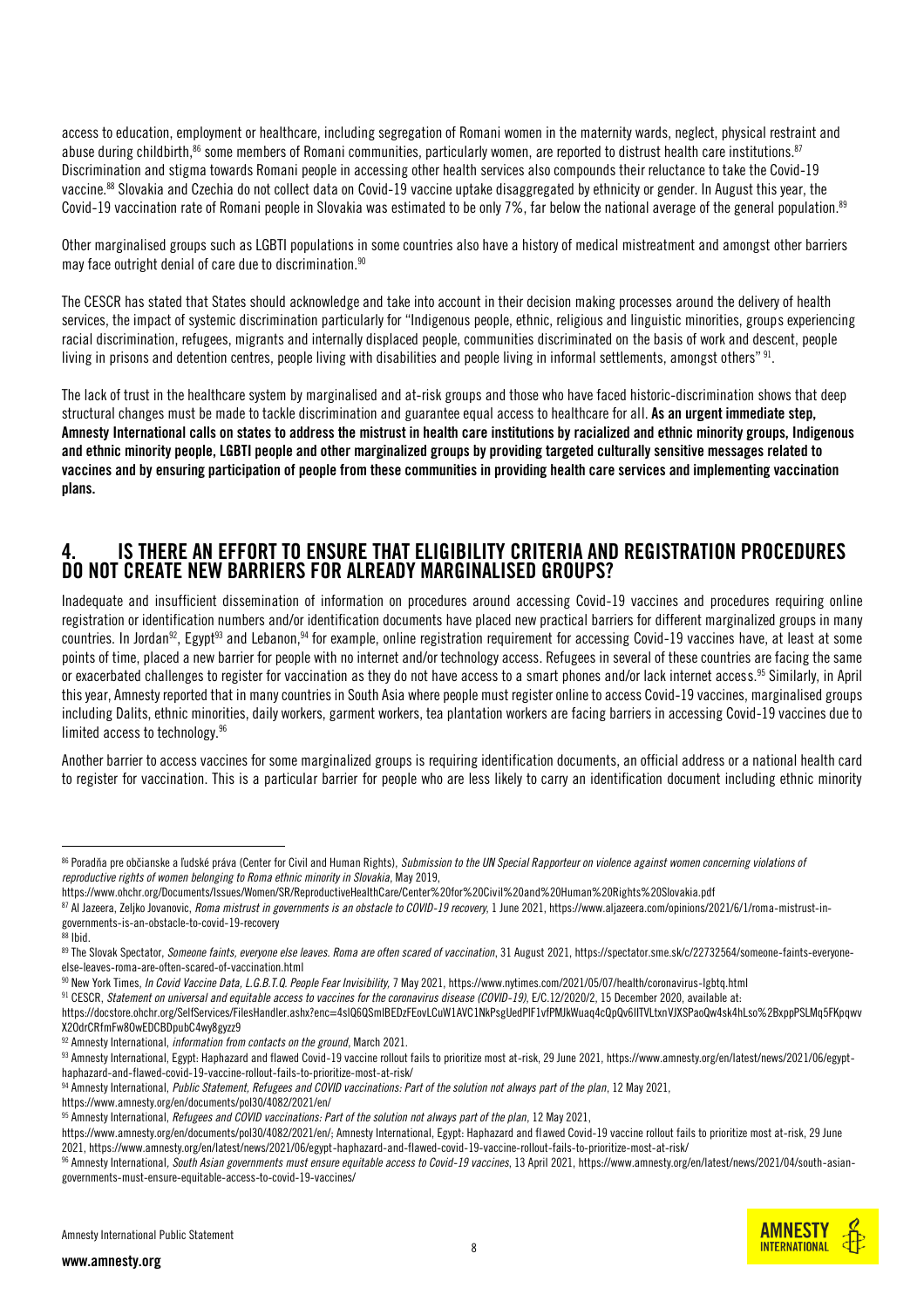access to education, employment or healthcare, including segregation of Romani women in the maternity wards, neglect, physical restraint and abuse during childbirth,[86] some members of Romani communities, particularly women, are reported to distrust health care institutions.[87] Discrimination and stigma towards Romani people in accessing other health services also compounds their reluctance to take the Covid-19 vaccine.[88] Slovakia and Czechia do not collect data on Covid-19 vaccine uptake disaggregated by ethnicity or gender. In August this year, the Covid-19 vaccination rate of Romani people in Slovakia was estimated to be only 7%, far below the national average of the general population.[89]

Other marginalised groups such as LGBTI populations in some countries also have a history of medical mistreatment and amongst other barriers may face outright denial of care due to discrimination.[90]

The CESCR has stated that States should acknowledge and take into account in their decision making processes around the delivery of health services, the impact of systemic discrimination particularly for "Indigenous people, ethnic, religious and linguistic minorities, groups experiencing racial discrimination, refugees, migrants and internally displaced people, communities discriminated on the basis of work and descent, people living in prisons and detention centres, people living with disabilities and people living in informal settlements, amongst others" [91].

The lack of trust in the healthcare system by marginalised and at-risk groups and those who have faced historic-discrimination shows that deep structural changes must be made to tackle discrimination and guarantee equal access to healthcare for all. **As an urgent immediate step, Amnesty International calls on states to address the mistrust in health care institutions by racialized and ethnic minority groups, Indigenous and ethnic minority people, LGBTI people and other marginalized groups by providing targeted culturally sensitive messages related to vaccines and by ensuring participation of people from these communities in providing health care services and implementing vaccination plans.**

## 4. IS THERE AN EFFORT TO ENSURE THAT ELIGIBILITY CRITERIA AND REGISTRATION PROCEDURES DO NOT CREATE NEW BARRIERS FOR ALREADY MARGINALISED GROUPS?

Inadequate and insufficient dissemination of information on procedures around accessing Covid-19 vaccines and procedures requiring online registration or identification numbers and/or identification documents have placed new practical barriers for different marginalized groups in many countries. In Jordan[92], Egypt[93] and Lebanon,[94] for example, online registration requirement for accessing Covid-19 vaccines have, at least at some points of time, placed a new barrier for people with no internet and/or technology access. Refugees in several of these countries are facing the same or exacerbated challenges to register for vaccination as they do not have access to a smart phones and/or lack internet access.[95] Similarly, in April this year, Amnesty reported that in many countries in South Asia where people must register online to access Covid-19 vaccines, marginalised groups including Dalits, ethnic minorities, daily workers, garment workers, tea plantation workers are facing barriers in accessing Covid-19 vaccines due to limited access to technology.[96]

Another barrier to access vaccines for some marginalized groups is requiring identification documents, an official address or a national health card to register for vaccination. This is a particular barrier for people who are less likely to carry an identification document including ethnic minority

---

[86] Poradňa pre občianske a ľudské práva (Center for Civil and Human Rights), *Submission to the UN Special Rapporteur on violence against women concerning violations of reproductive rights of women belonging to Roma ethnic minority in Slovakia*, May 2019, https://www.ohchr.org/Documents/Issues/Women/SR/ReproductiveHealthCare/Center%20for%20Civil%20and%20Human%20Rights%20Slovakia.pdf

[87] Al Jazeera, Zeljko Jovanovic, *Roma mistrust in governments is an obstacle to COVID-19 recovery*, 1 June 2021, https://www.aljazeera.com/opinions/2021/6/1/roma-mistrust-in-governments-is-an-obstacle-to-covid-19-recovery

[88] Ibid.

[89] The Slovak Spectator, *Someone faints, everyone else leaves. Roma are often scared of vaccination*, 31 August 2021, https://spectator.sme.sk/c/22732564/someone-faints-everyone-else-leaves-roma-are-often-scared-of-vaccination.html

[90] New York Times, *In Covid Vaccine Data, L.G.B.T.Q. People Fear Invisibility*, 7 May 2021, https://www.nytimes.com/2021/05/07/health/coronavirus-lgbtq.html

[91] CESCR, *Statement on universal and equitable access to vaccines for the coronavirus disease (COVID-19)*, E/C.12/2020/2, 15 December 2020, available at: https://docstore.ohchr.org/SelfServices/FilesHandler.ashx?enc=4slQ6QSmlBEDzFEovLCuW1AVC1NkPsgUedPlF1vfPMJkWuaq4cQpQv6IlTVLtxnVJXSPaoQw4sk4hLso%2BxppPSLMq5FKpqwvX2OdrCRfmFw8OwEDCBDpubC4wy8gyzz9

[92] Amnesty International, *information from contacts on the ground*, March 2021.

[93] Amnesty International, Egypt: Haphazard and flawed Covid-19 vaccine rollout fails to prioritize most at-risk, 29 June 2021, https://www.amnesty.org/en/latest/news/2021/06/egypt-haphazard-and-flawed-covid-19-vaccine-rollout-fails-to-prioritize-most-at-risk/

[94] Amnesty International, *Public Statement, Refugees and COVID vaccinations: Part of the solution not always part of the plan*, 12 May 2021, https://www.amnesty.org/en/documents/pol30/4082/2021/en/

[95] Amnesty International, *Refugees and COVID vaccinations: Part of the solution not always part of the plan*, 12 May 2021, https://www.amnesty.org/en/documents/pol30/4082/2021/en/; Amnesty International, Egypt: Haphazard and flawed Covid-19 vaccine rollout fails to prioritize most at-risk, 29 June 2021, https://www.amnesty.org/en/latest/news/2021/06/egypt-haphazard-and-flawed-covid-19-vaccine-rollout-fails-to-prioritize-most-at-risk/

[96] Amnesty International, *South Asian governments must ensure equitable access to Covid-19 vaccines*, 13 April 2021, https://www.amnesty.org/en/latest/news/2021/04/south-asian-governments-must-ensure-equitable-access-to-covid-19-vaccines/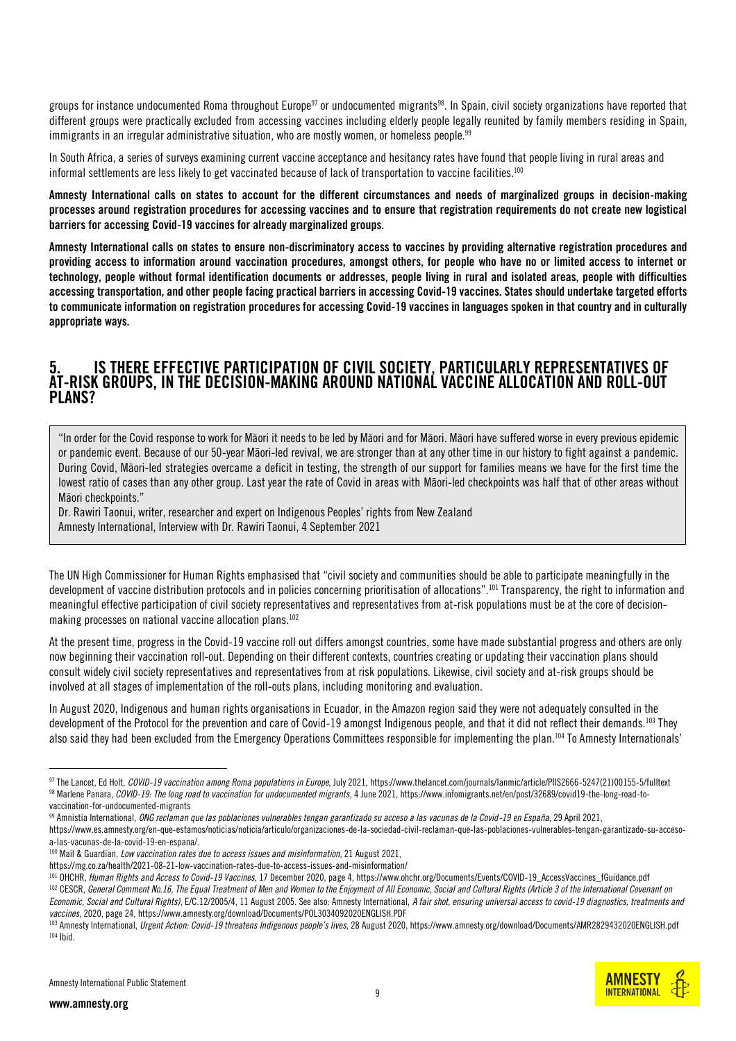groups for instance undocumented Roma throughout Europe[97] or undocumented migrants[98]. In Spain, civil society organizations have reported that different groups were practically excluded from accessing vaccines including elderly people legally reunited by family members residing in Spain, immigrants in an irregular administrative situation, who are mostly women, or homeless people.[99]

In South Africa, a series of surveys examining current vaccine acceptance and hesitancy rates have found that people living in rural areas and informal settlements are less likely to get vaccinated because of lack of transportation to vaccine facilities.[100]

**Amnesty International calls on states to account for the different circumstances and needs of marginalized groups in decision-making processes around registration procedures for accessing vaccines and to ensure that registration requirements do not create new logistical barriers for accessing Covid-19 vaccines for already marginalized groups.**

**Amnesty International calls on states to ensure non-discriminatory access to vaccines by providing alternative registration procedures and providing access to information around vaccination procedures, amongst others, for people who have no or limited access to internet or technology, people without formal identification documents or addresses, people living in rural and isolated areas, people with difficulties accessing transportation, and other people facing practical barriers in accessing Covid-19 vaccines. States should undertake targeted efforts to communicate information on registration procedures for accessing Covid-19 vaccines in languages spoken in that country and in culturally appropriate ways.**

## 5. IS THERE EFFECTIVE PARTICIPATION OF CIVIL SOCIETY, PARTICULARLY REPRESENTATIVES OF AT-RISK GROUPS, IN THE DECISION-MAKING AROUND NATIONAL VACCINE ALLOCATION AND ROLL-OUT PLANS?

> "In order for the Covid response to work for Māori it needs to be led by Māori and for Māori. Māori have suffered worse in every previous epidemic or pandemic event. Because of our 50-year Māori-led revival, we are stronger than at any other time in our history to fight against a pandemic. During Covid, Māori-led strategies overcame a deficit in testing, the strength of our support for families means we have for the first time the lowest ratio of cases than any other group. Last year the rate of Covid in areas with Māori-led checkpoints was half that of other areas without Māori checkpoints."
>
> Dr. Rawiri Taonui, writer, researcher and expert on Indigenous Peoples' rights from New Zealand
> Amnesty International, Interview with Dr. Rawiri Taonui, 4 September 2021

The UN High Commissioner for Human Rights emphasised that "civil society and communities should be able to participate meaningfully in the development of vaccine distribution protocols and in policies concerning prioritisation of allocations".[101] Transparency, the right to information and meaningful effective participation of civil society representatives and representatives from at-risk populations must be at the core of decision-making processes on national vaccine allocation plans.[102]

At the present time, progress in the Covid-19 vaccine roll out differs amongst countries, some have made substantial progress and others are only now beginning their vaccination roll-out. Depending on their different contexts, countries creating or updating their vaccination plans should consult widely civil society representatives and representatives from at risk populations. Likewise, civil society and at-risk groups should be involved at all stages of implementation of the roll-outs plans, including monitoring and evaluation.

In August 2020, Indigenous and human rights organisations in Ecuador, in the Amazon region said they were not adequately consulted in the development of the Protocol for the prevention and care of Covid-19 amongst Indigenous people, and that it did not reflect their demands.[103] They also said they had been excluded from the Emergency Operations Committees responsible for implementing the plan.[104] To Amnesty Internationals'

---

[97] The Lancet, Ed Holt, *COVID-19 vaccination among Roma populations in Europe*, July 2021, https://www.thelancet.com/journals/lanmic/article/PIIS2666-5247(21)00155-5/fulltext

[98] Marlene Panara, *COVID-19: The long road to vaccination for undocumented migrants*, 4 June 2021, https://www.infomigrants.net/en/post/32689/covid19-the-long-road-to-vaccination-for-undocumented-migrants

[99] Amnistia International, *ONG reclaman que las poblaciones vulnerables tengan garantizado su acceso a las vacunas de la Covid-19 en España*, 29 April 2021, https://www.es.amnesty.org/en-que-estamos/noticias/noticia/articulo/organizaciones-de-la-sociedad-civil-reclaman-que-las-poblaciones-vulnerables-tengan-garantizado-su-acceso-a-las-vacunas-de-la-covid-19-en-espana/.

[100] Mail & Guardian, *Low vaccination rates due to access issues and misinformation*, 21 August 2021, https://mg.co.za/health/2021-08-21-low-vaccination-rates-due-to-access-issues-and-misinformation/

[101] OHCHR, *Human Rights and Access to Covid-19 Vaccines*, 17 December 2020, page 4, https://www.ohchr.org/Documents/Events/COVID-19_AccessVaccines_fGuidance.pdf

[102] CESCR, *General Comment No.16, The Equal Treatment of Men and Women to the Enjoyment of All Economic, Social and Cultural Rights (Article 3 of the International Covenant on Economic, Social and Cultural Rights)*, E/C.12/2005/4, 11 August 2005. See also: Amnesty International, *A fair shot, ensuring universal access to covid-19 diagnostics, treatments and vaccines*, 2020, page 24, https://www.amnesty.org/download/Documents/POL3034092020ENGLISH.PDF

[103] Amnesty International, *Urgent Action: Covid-19 threatens Indigenous people's lives*, 28 August 2020, https://www.amnesty.org/download/Documents/AMR2829432020ENGLISH.pdf

[104] Ibid.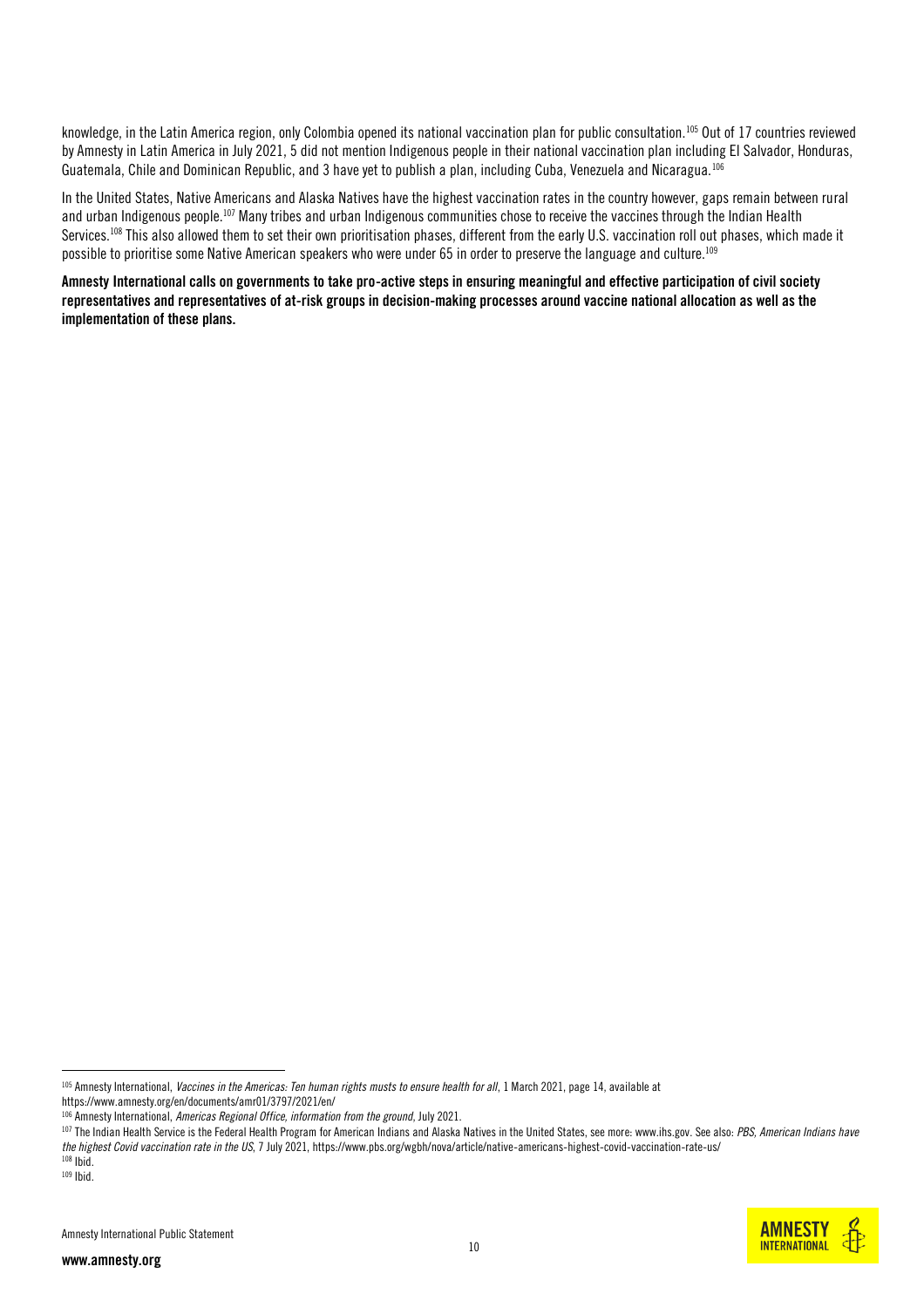knowledge, in the Latin America region, only Colombia opened its national vaccination plan for public consultation.[105] Out of 17 countries reviewed by Amnesty in Latin America in July 2021, 5 did not mention Indigenous people in their national vaccination plan including El Salvador, Honduras, Guatemala, Chile and Dominican Republic, and 3 have yet to publish a plan, including Cuba, Venezuela and Nicaragua.[106]

In the United States, Native Americans and Alaska Natives have the highest vaccination rates in the country however, gaps remain between rural and urban Indigenous people.[107] Many tribes and urban Indigenous communities chose to receive the vaccines through the Indian Health Services.[108] This also allowed them to set their own prioritisation phases, different from the early U.S. vaccination roll out phases, which made it possible to prioritise some Native American speakers who were under 65 in order to preserve the language and culture.[109]

**Amnesty International calls on governments to take pro-active steps in ensuring meaningful and effective participation of civil society representatives and representatives of at-risk groups in decision-making processes around vaccine national allocation as well as the implementation of these plans.**

---

[105] Amnesty International, *Vaccines in the Americas: Ten human rights musts to ensure health for all*, 1 March 2021, page 14, available at https://www.amnesty.org/en/documents/amr01/3797/2021/en/

[106] Amnesty International, *Americas Regional Office, information from the ground*, July 2021.

[107] The Indian Health Service is the Federal Health Program for American Indians and Alaska Natives in the United States, see more: www.ihs.gov. See also: *PBS, American Indians have the highest Covid vaccination rate in the US*, 7 July 2021, https://www.pbs.org/wgbh/nova/article/native-americans-highest-covid-vaccination-rate-us/

[108] Ibid.

[109] Ibid.